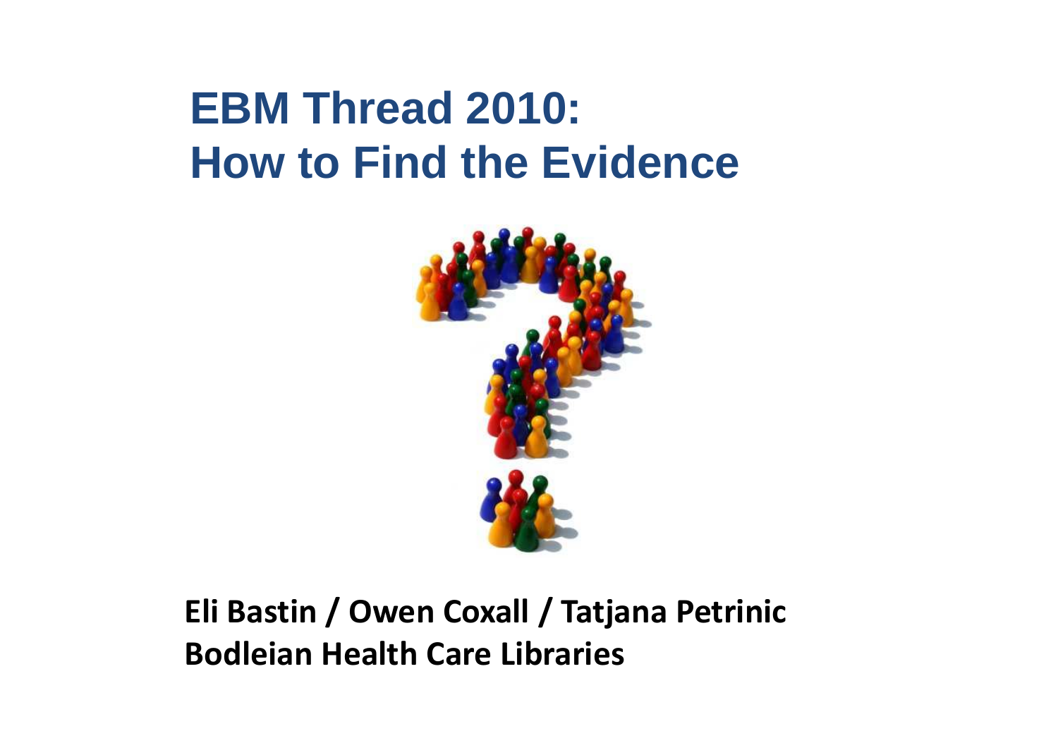# EBM Thread 2010: How to Find the Evidence

**Eli Bastin / Owen Coxall / Tatjana Petrinic**
**Bodleian Health Care Libraries**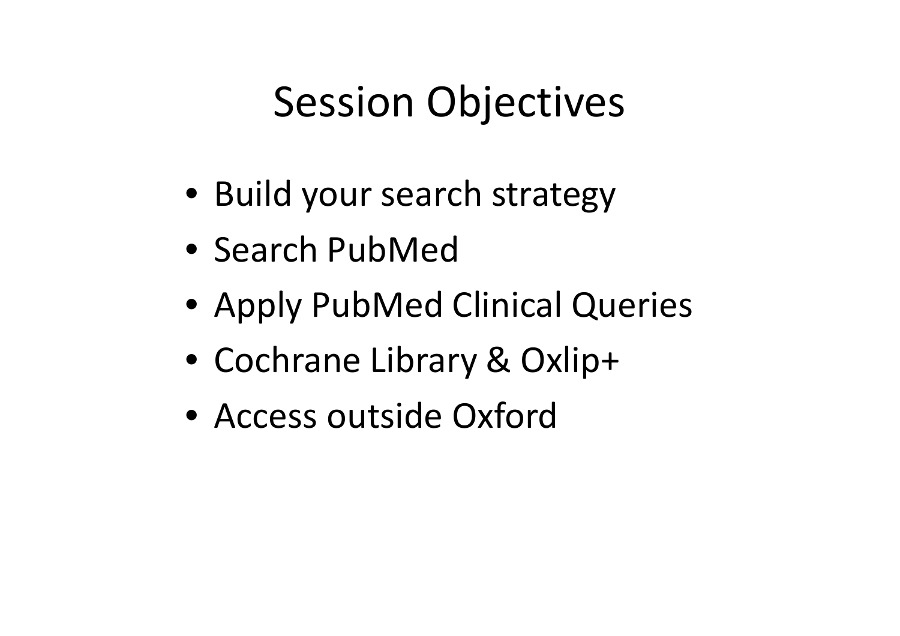# Session Objectives

- Build your search strategy
- Search PubMed
- Apply PubMed Clinical Queries
- Cochrane Library & Oxlip+
- Access outside Oxford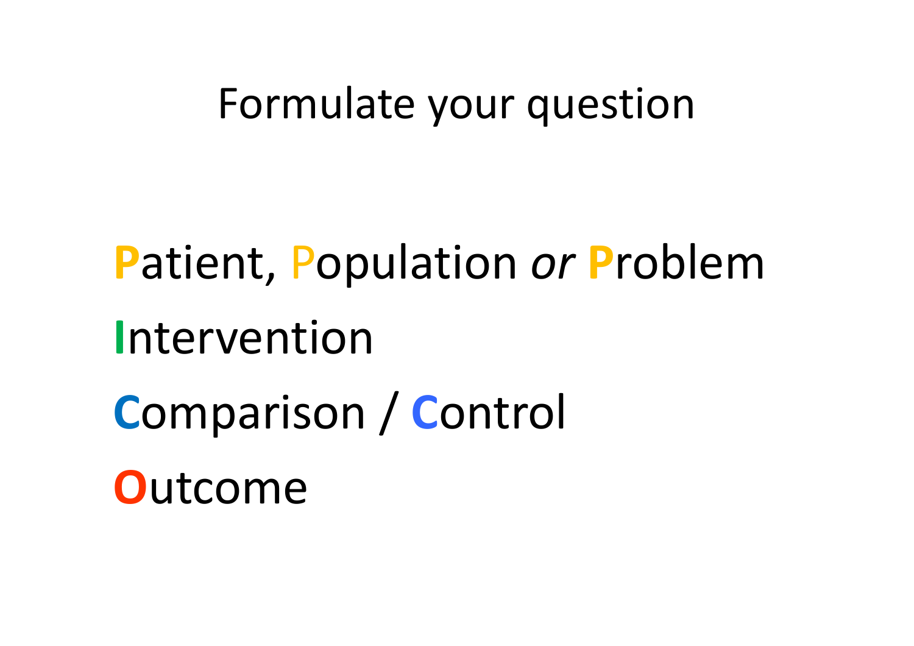# Formulate your question

**P**atient, **P**opulation *or* **P**roblem

**I**ntervention

**C**omparison / **C**ontrol

**O**utcome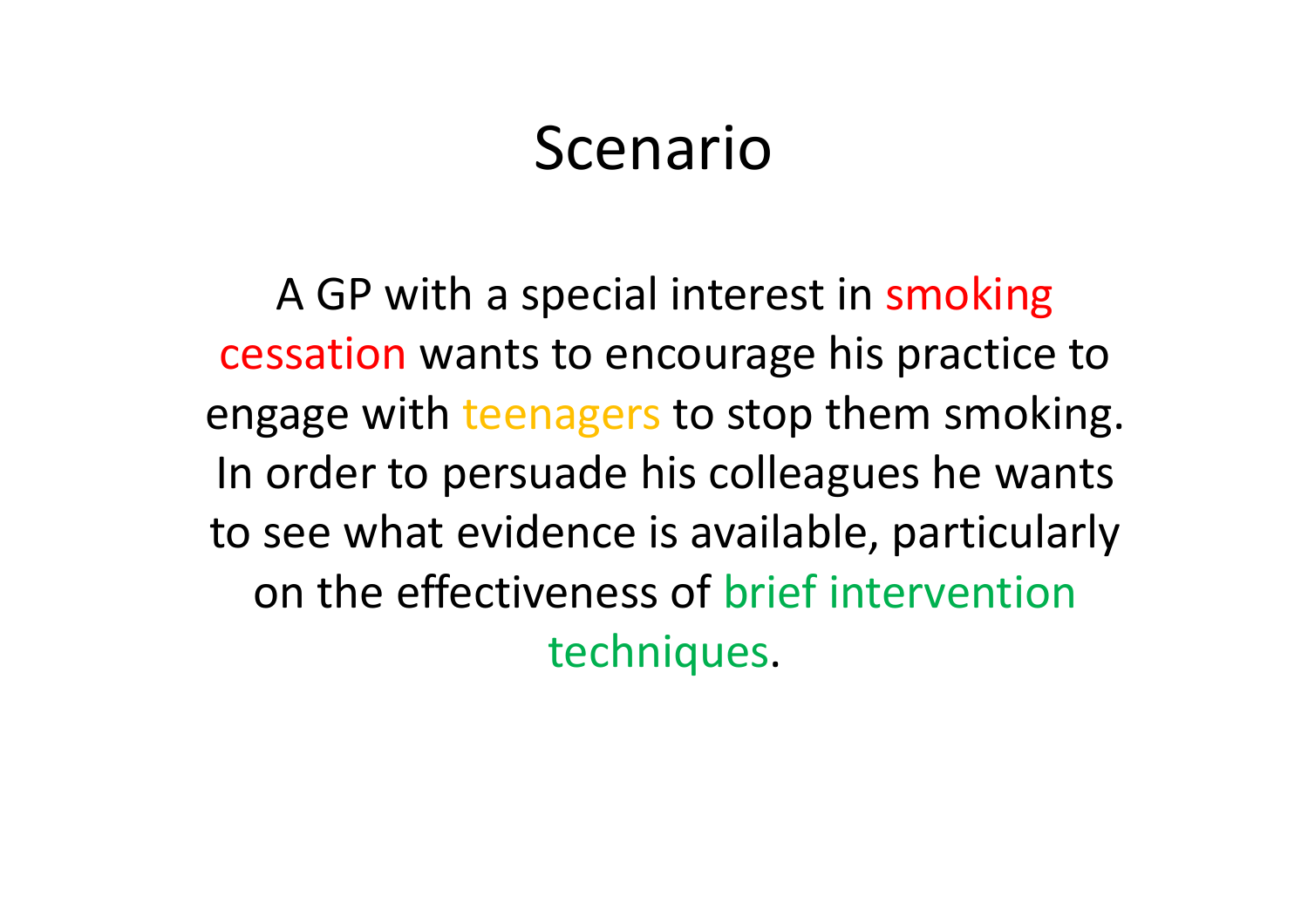# Scenario

A GP with a special interest in smoking cessation wants to encourage his practice to engage with teenagers to stop them smoking. In order to persuade his colleagues he wants to see what evidence is available, particularly on the effectiveness of brief intervention techniques.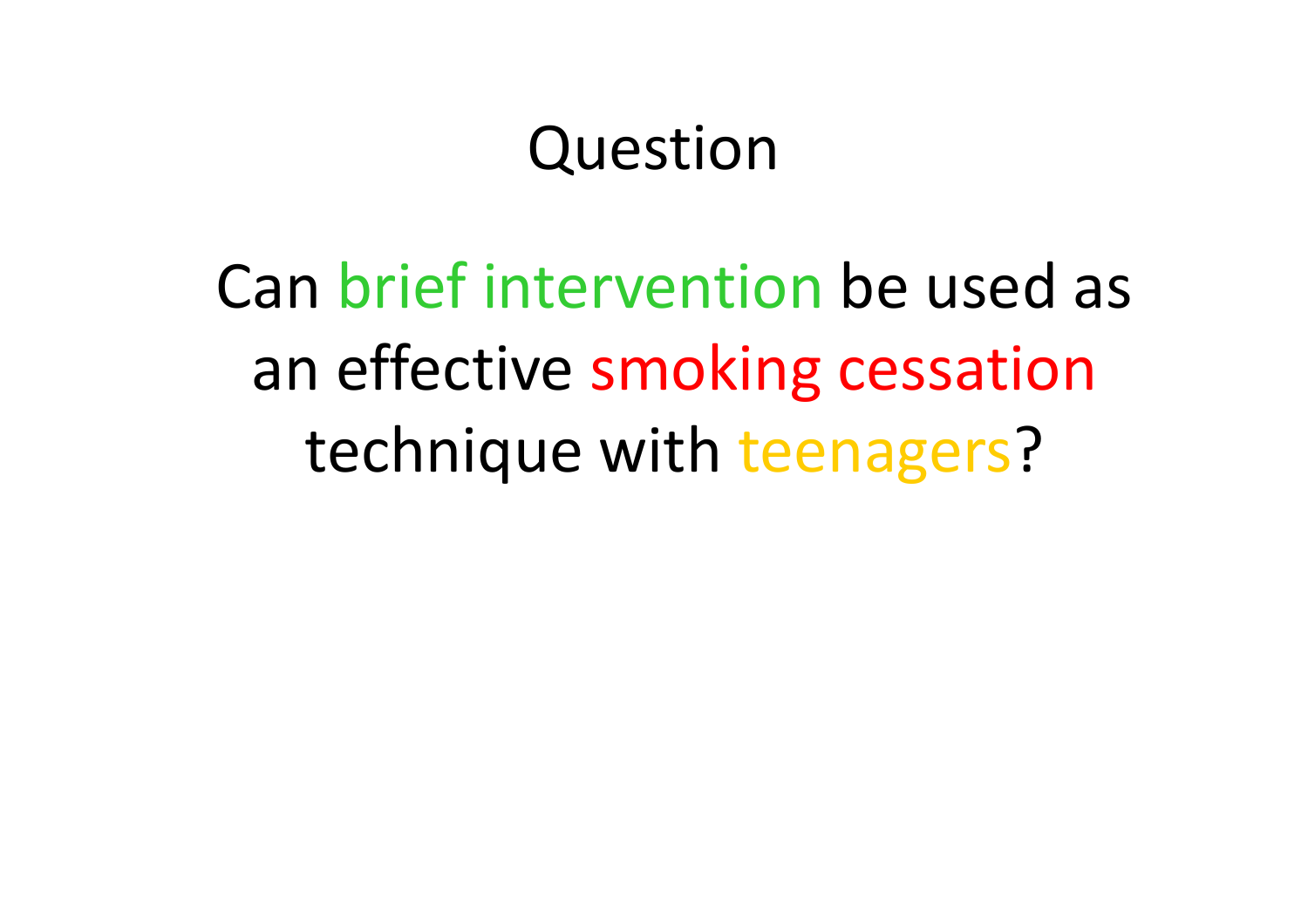# Question

Can brief intervention be used as an effective smoking cessation technique with teenagers?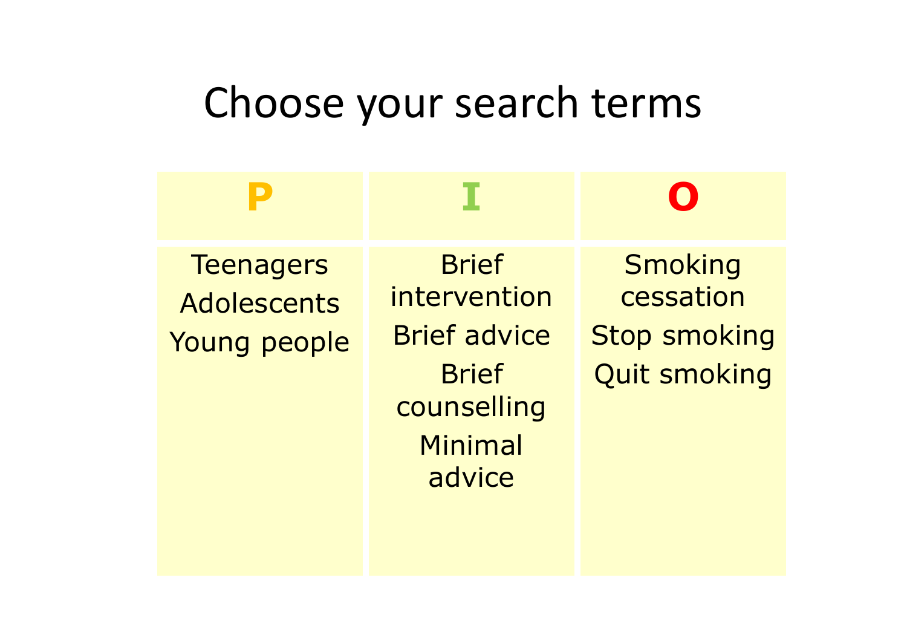# Choose your search terms

| P | I | O |
| --- | --- | --- |
| Teenagers | Brief intervention | Smoking cessation |
| Adolescents | Brief advice | Stop smoking |
| Young people | Brief counselling | Quit smoking |
| | Minimal advice | |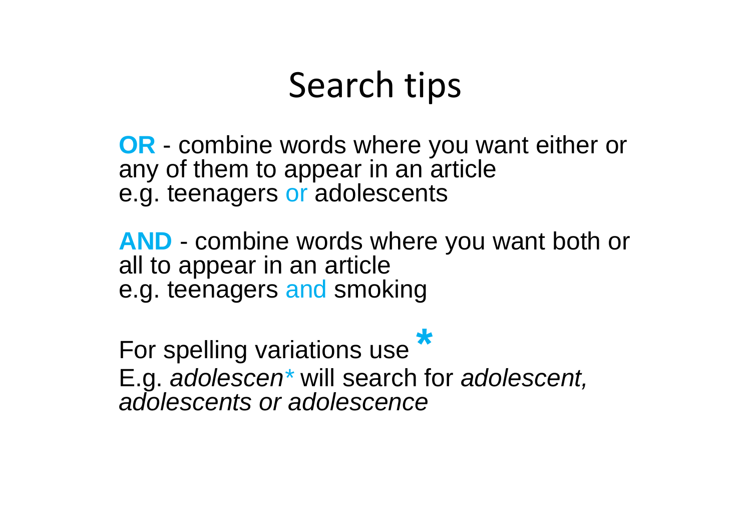# Search tips

**OR** - combine words where you want either or any of them to appear in an article
e.g. teenagers or adolescents

**AND** - combine words where you want both or all to appear in an article
e.g. teenagers and smoking

For spelling variations use *
E.g. *adolescen** will search for *adolescent, adolescents or adolescence*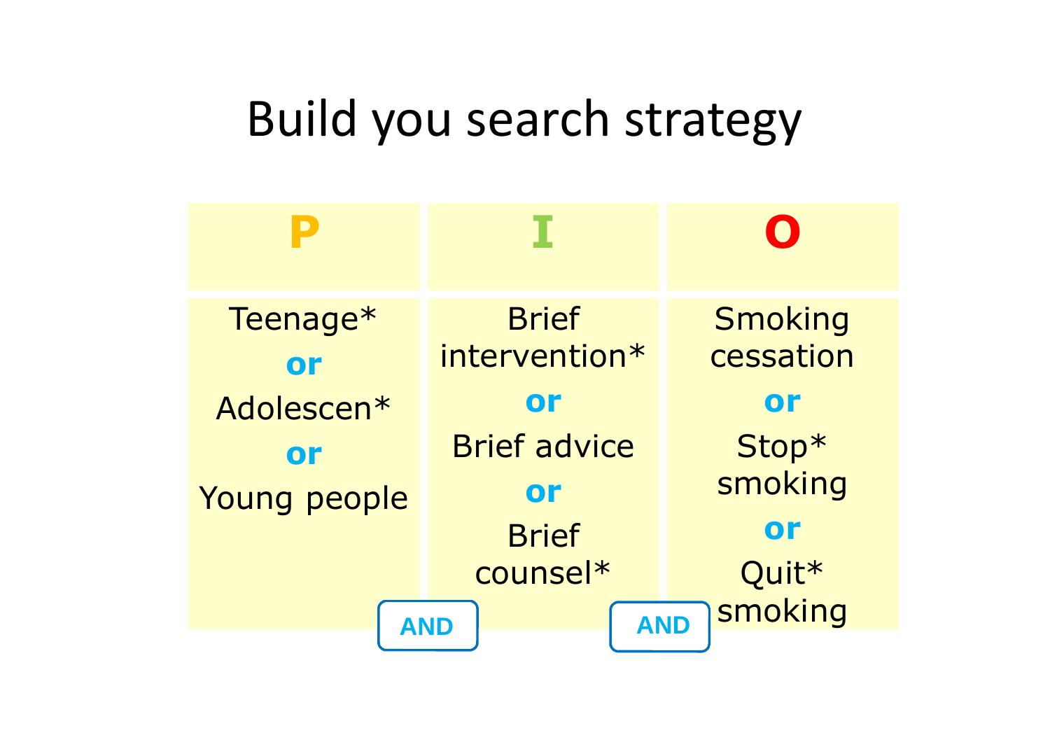# Build you search strategy

| P | I | O |
| --- | --- | --- |
| Teenage* **or** Adolescen* **or** Young people | Brief intervention* **or** Brief advice **or** Brief counsel* | Smoking cessation **or** Stop* smoking **or** Quit* smoking |

**AND** **AND**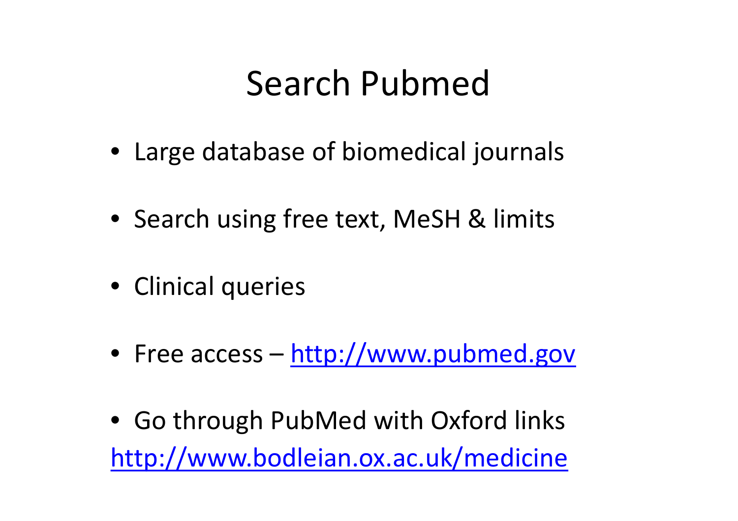# Search Pubmed

- Large database of biomedical journals
- Search using free text, MeSH & limits
- Clinical queries
- Free access – http://www.pubmed.gov
- Go through PubMed with Oxford links

http://www.bodleian.ox.ac.uk/medicine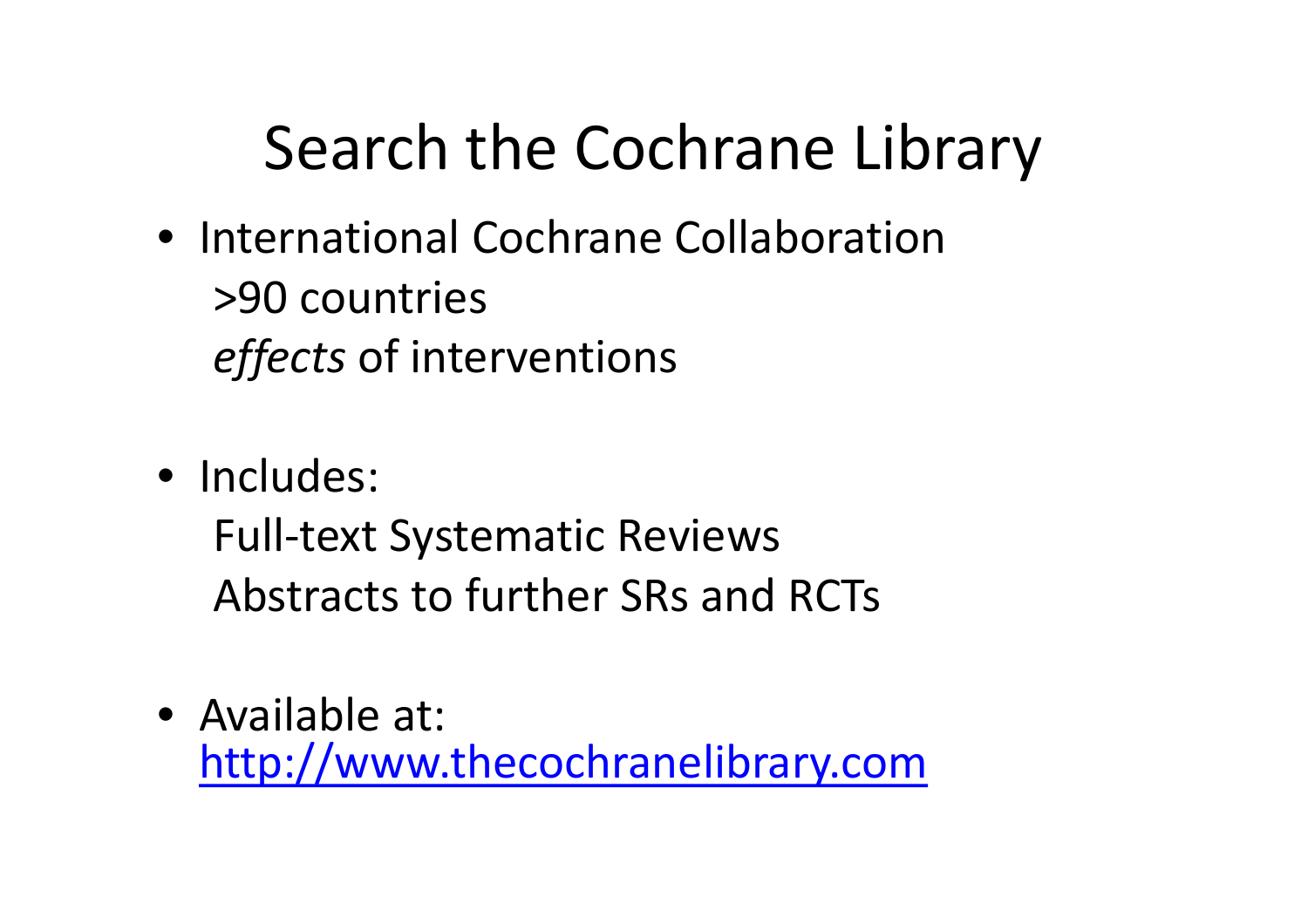# Search the Cochrane Library

- International Cochrane Collaboration
  >90 countries
  *effects* of interventions

- Includes:
  Full-text Systematic Reviews
  Abstracts to further SRs and RCTs

- Available at:
  [http://www.thecochranelibrary.com](http://www.thecochranelibrary.com)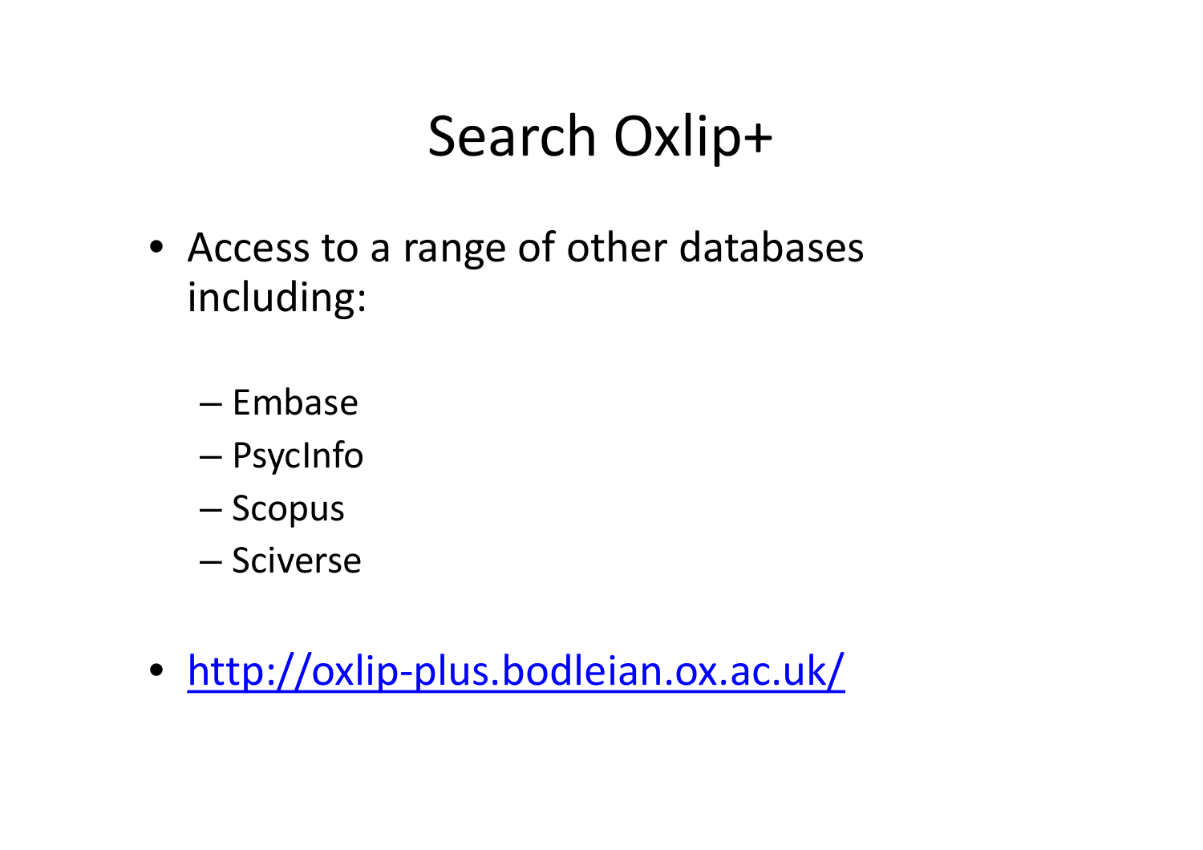# Search Oxlip+

- Access to a range of other databases including:
  - Embase
  - PsycInfo
  - Scopus
  - Sciverse
- [http://oxlip-plus.bodleian.ox.ac.uk/](http://oxlip-plus.bodleian.ox.ac.uk/)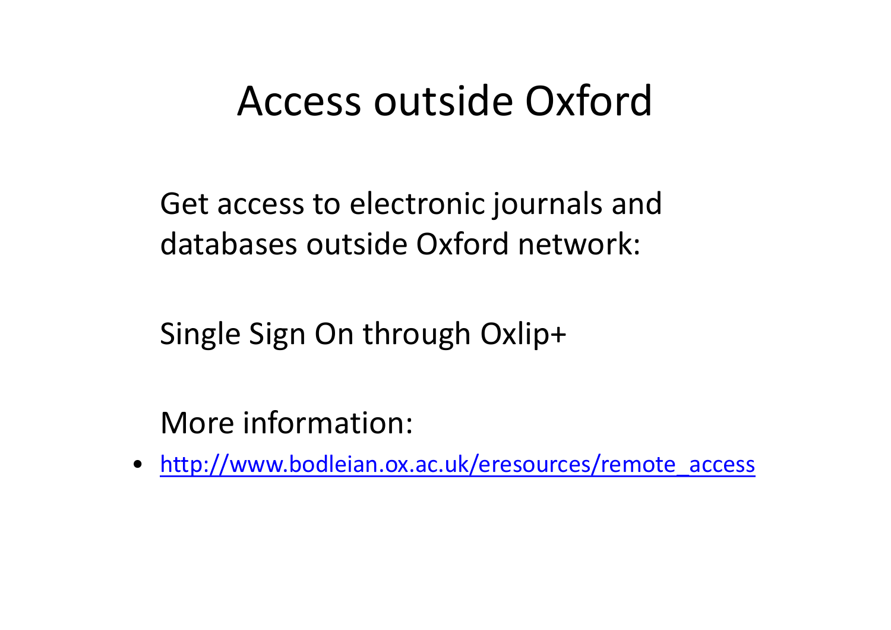# Access outside Oxford

Get access to electronic journals and databases outside Oxford network:

Single Sign On through Oxlip+

More information:

- http://www.bodleian.ox.ac.uk/eresources/remote_access